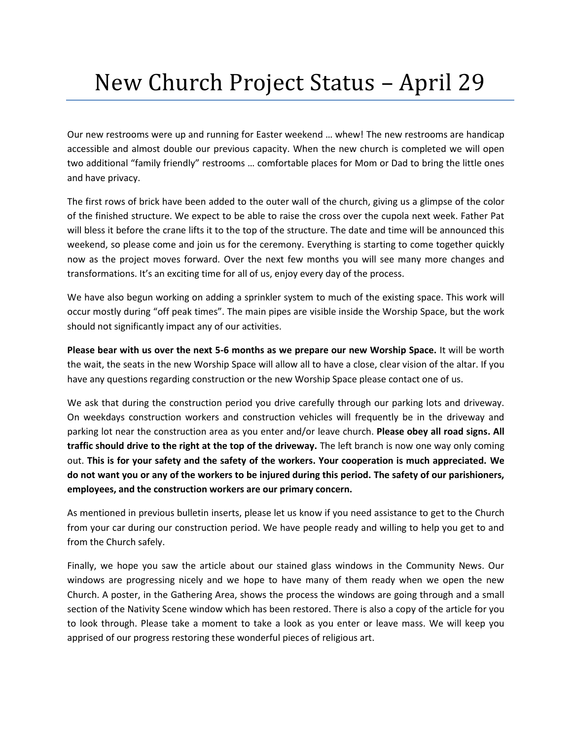# New Church Project Status – April 29

Our new restrooms were up and running for Easter weekend … whew! The new restrooms are handicap accessible and almost double our previous capacity. When the new church is completed we will open two additional "family friendly" restrooms … comfortable places for Mom or Dad to bring the little ones and have privacy.

The first rows of brick have been added to the outer wall of the church, giving us a glimpse of the color of the finished structure. We expect to be able to raise the cross over the cupola next week. Father Pat will bless it before the crane lifts it to the top of the structure. The date and time will be announced this weekend, so please come and join us for the ceremony. Everything is starting to come together quickly now as the project moves forward. Over the next few months you will see many more changes and transformations. It's an exciting time for all of us, enjoy every day of the process.

We have also begun working on adding a sprinkler system to much of the existing space. This work will occur mostly during "off peak times". The main pipes are visible inside the Worship Space, but the work should not significantly impact any of our activities.

**Please bear with us over the next 5-6 months as we prepare our new Worship Space.** It will be worth the wait, the seats in the new Worship Space will allow all to have a close, clear vision of the altar. If you have any questions regarding construction or the new Worship Space please contact one of us.

We ask that during the construction period you drive carefully through our parking lots and driveway. On weekdays construction workers and construction vehicles will frequently be in the driveway and parking lot near the construction area as you enter and/or leave church. **Please obey all road signs. All traffic should drive to the right at the top of the driveway.** The left branch is now one way only coming out. **This is for your safety and the safety of the workers. Your cooperation is much appreciated. We do not want you or any of the workers to be injured during this period. The safety of our parishioners, employees, and the construction workers are our primary concern.**

As mentioned in previous bulletin inserts, please let us know if you need assistance to get to the Church from your car during our construction period. We have people ready and willing to help you get to and from the Church safely.

Finally, we hope you saw the article about our stained glass windows in the Community News. Our windows are progressing nicely and we hope to have many of them ready when we open the new Church. A poster, in the Gathering Area, shows the process the windows are going through and a small section of the Nativity Scene window which has been restored. There is also a copy of the article for you to look through. Please take a moment to take a look as you enter or leave mass. We will keep you apprised of our progress restoring these wonderful pieces of religious art.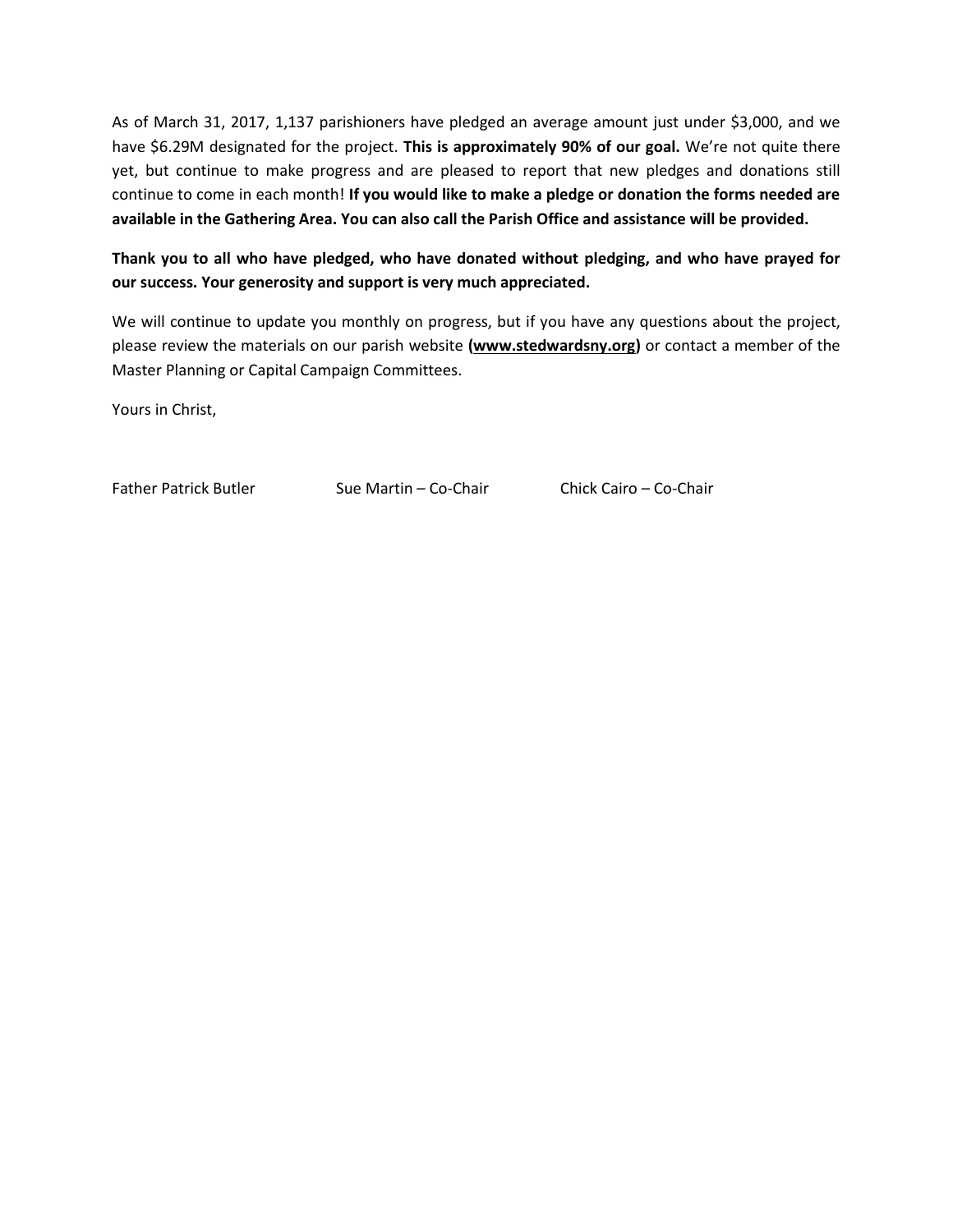As of March 31, 2017, 1,137 parishioners have pledged an average amount just under $3,000, and we have $6.29M designated for the project. **This is approximately 90% of our goal.** We're not quite there yet, but continue to make progress and are pleased to report that new pledges and donations still continue to come in each month! **If you would like to make a pledge or donation the forms needed are available in the Gathering Area. You can also call the Parish Office and assistance will be provided.**

**Thank you to all who have pledged, who have donated without pledging, and who have prayed for our success. Your generosity and support is very much appreciated.**

We will continue to update you monthly on progress, but if you have any questions about the project, please review the materials on our parish website **(www.stedwardsny.org)** or contact a member of the Master Planning or Capital Campaign Committees.

Yours in Christ,

Father Patrick Butler    Sue Martin – Co-Chair    Chick Cairo – Co-Chair